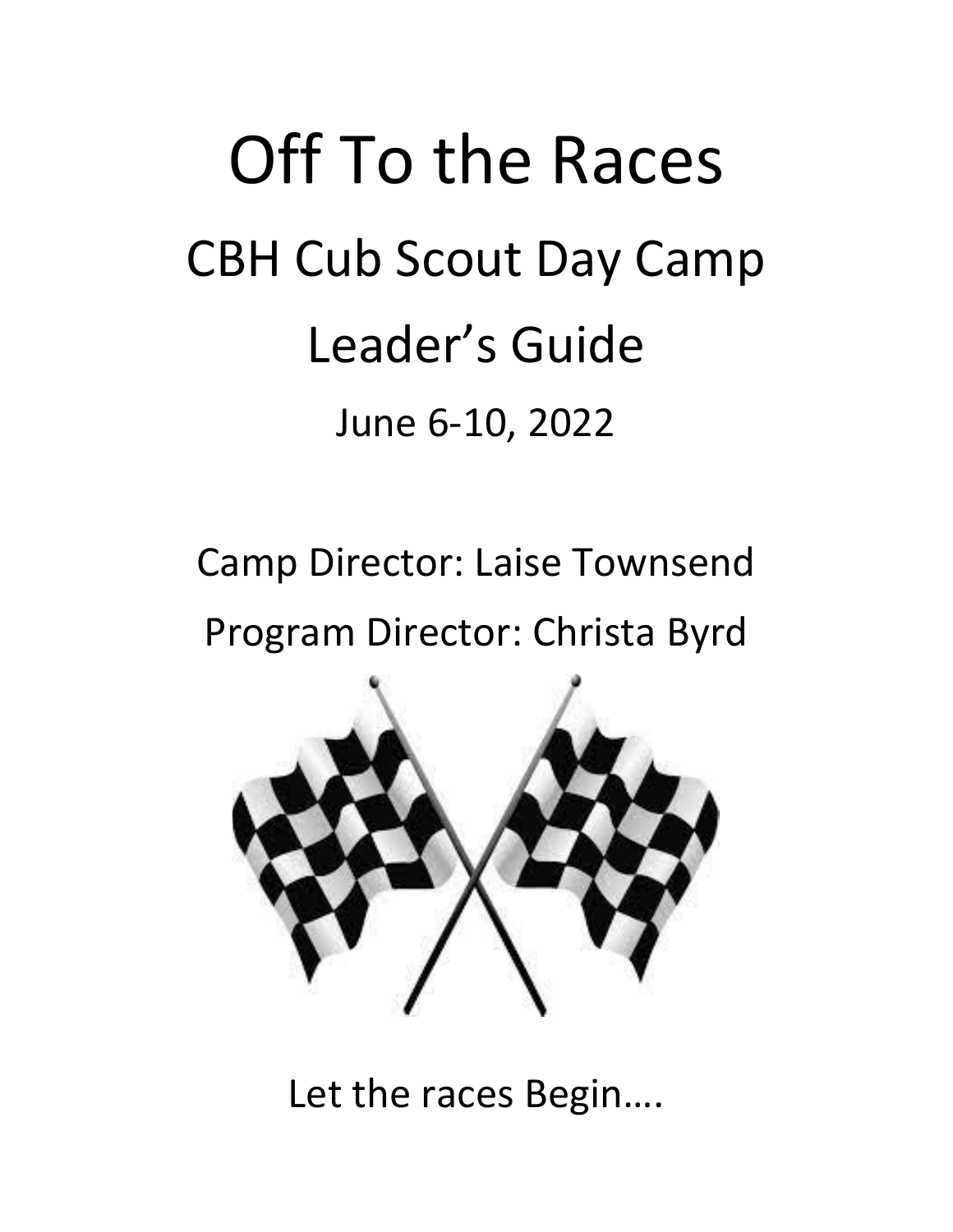# Off To the Races

## CBH Cub Scout Day Camp

## Leader's Guide

June 6-10, 2022

Camp Director: Laise Townsend

Program Director: Christa Byrd

Let the races Begin….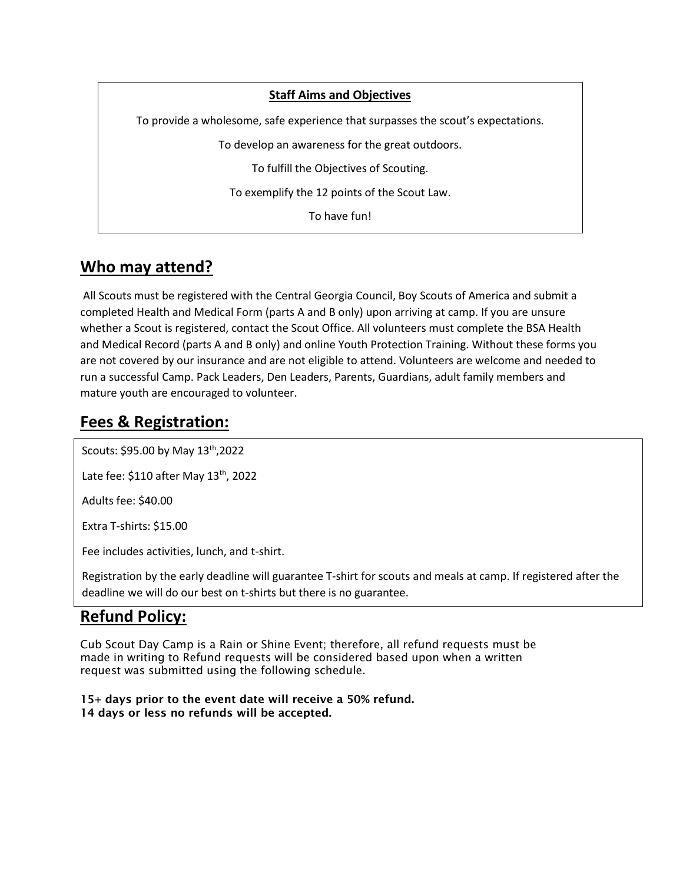**Staff Aims and Objectives**

To provide a wholesome, safe experience that surpasses the scout's expectations.

To develop an awareness for the great outdoors.

To fulfill the Objectives of Scouting.

To exemplify the 12 points of the Scout Law.

To have fun!

## Who may attend?

All Scouts must be registered with the Central Georgia Council, Boy Scouts of America and submit a completed Health and Medical Form (parts A and B only) upon arriving at camp. If you are unsure whether a Scout is registered, contact the Scout Office. All volunteers must complete the BSA Health and Medical Record (parts A and B only) and online Youth Protection Training. Without these forms you are not covered by our insurance and are not eligible to attend. Volunteers are welcome and needed to run a successful Camp. Pack Leaders, Den Leaders, Parents, Guardians, adult family members and mature youth are encouraged to volunteer.

## Fees & Registration:

Scouts: $95.00 by May 13th,2022

Late fee: $110 after May 13th, 2022

Adults fee: $40.00

Extra T-shirts: $15.00

Fee includes activities, lunch, and t-shirt.

Registration by the early deadline will guarantee T-shirt for scouts and meals at camp. If registered after the deadline we will do our best on t-shirts but there is no guarantee.

## Refund Policy:

Cub Scout Day Camp is a Rain or Shine Event; therefore, all refund requests must be made in writing to Refund requests will be considered based upon when a written request was submitted using the following schedule.

**15+ days prior to the event date will receive a 50% refund.**
**14 days or less no refunds will be accepted.**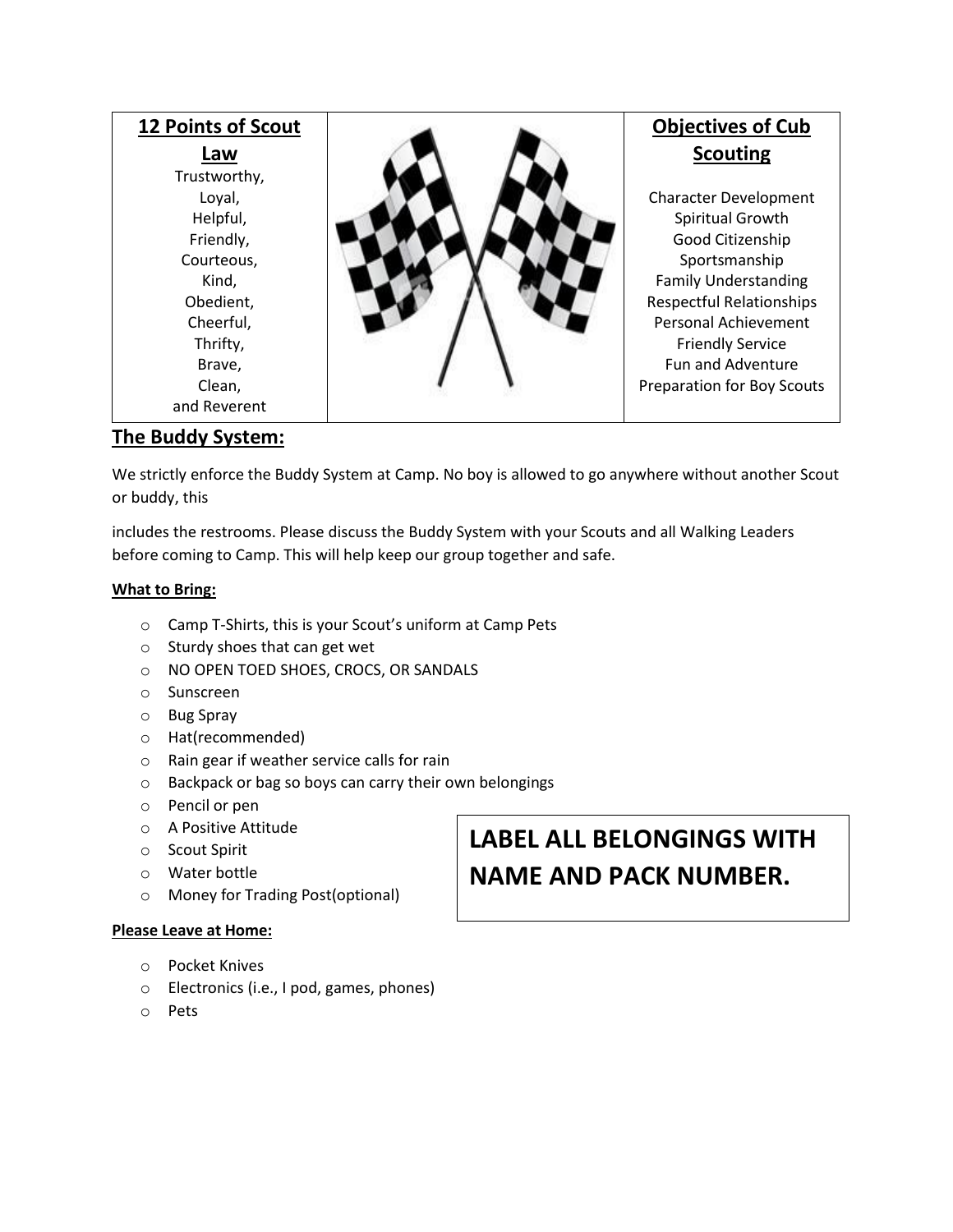| 12 Points of Scout Law | | Objectives of Cub Scouting |
|---|---|---|
| Trustworthy,<br>Loyal,<br>Helpful,<br>Friendly,<br>Courteous,<br>Kind,<br>Obedient,<br>Cheerful,<br>Thrifty,<br>Brave,<br>Clean,<br>and Reverent | | Character Development<br>Spiritual Growth<br>Good Citizenship<br>Sportsmanship<br>Family Understanding<br>Respectful Relationships<br>Personal Achievement<br>Friendly Service<br>Fun and Adventure<br>Preparation for Boy Scouts |

## The Buddy System:

We strictly enforce the Buddy System at Camp. No boy is allowed to go anywhere without another Scout or buddy, this

includes the restrooms. Please discuss the Buddy System with your Scouts and all Walking Leaders before coming to Camp. This will help keep our group together and safe.

**What to Bring:**

- Camp T-Shirts, this is your Scout's uniform at Camp Pets
- Sturdy shoes that can get wet
- NO OPEN TOED SHOES, CROCS, OR SANDALS
- Sunscreen
- Bug Spray
- Hat(recommended)
- Rain gear if weather service calls for rain
- Backpack or bag so boys can carry their own belongings
- Pencil or pen
- A Positive Attitude
- Scout Spirit
- Water bottle
- Money for Trading Post(optional)

**LABEL ALL BELONGINGS WITH NAME AND PACK NUMBER.**

**Please Leave at Home:**

- Pocket Knives
- Electronics (i.e., I pod, games, phones)
- Pets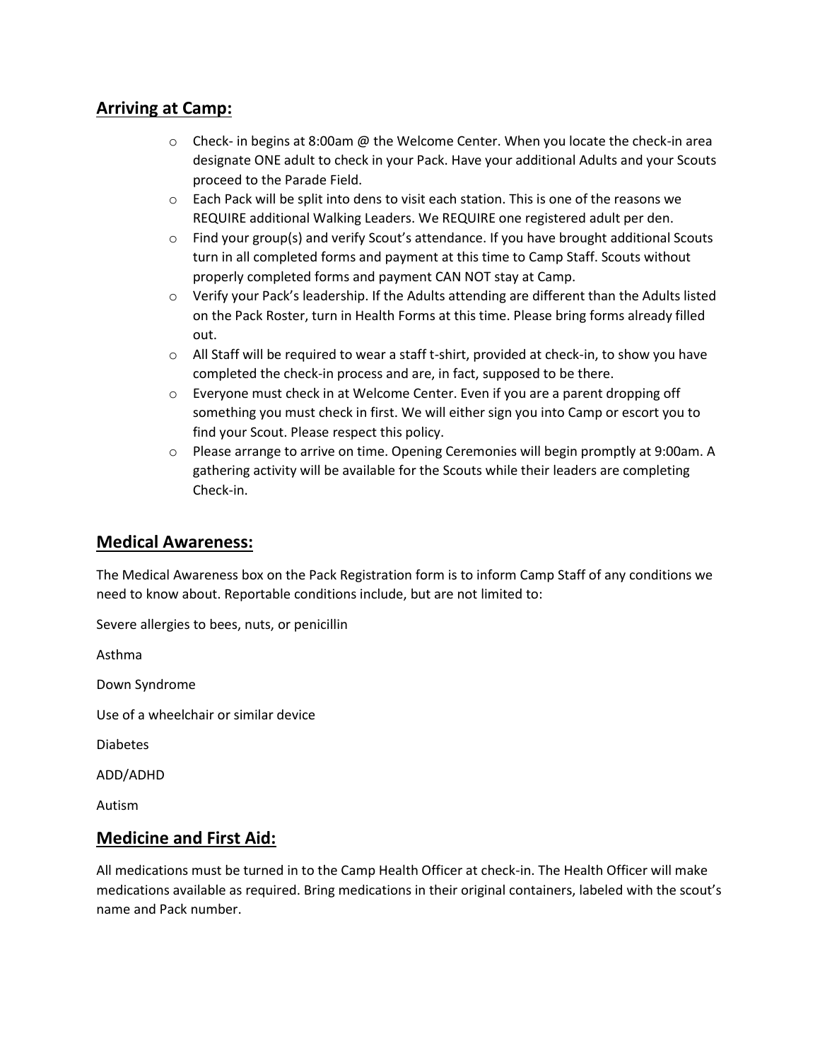## Arriving at Camp:

- Check- in begins at 8:00am @ the Welcome Center. When you locate the check-in area designate ONE adult to check in your Pack. Have your additional Adults and your Scouts proceed to the Parade Field.
- Each Pack will be split into dens to visit each station. This is one of the reasons we REQUIRE additional Walking Leaders. We REQUIRE one registered adult per den.
- Find your group(s) and verify Scout's attendance. If you have brought additional Scouts turn in all completed forms and payment at this time to Camp Staff. Scouts without properly completed forms and payment CAN NOT stay at Camp.
- Verify your Pack's leadership. If the Adults attending are different than the Adults listed on the Pack Roster, turn in Health Forms at this time. Please bring forms already filled out.
- All Staff will be required to wear a staff t-shirt, provided at check-in, to show you have completed the check-in process and are, in fact, supposed to be there.
- Everyone must check in at Welcome Center. Even if you are a parent dropping off something you must check in first. We will either sign you into Camp or escort you to find your Scout. Please respect this policy.
- Please arrange to arrive on time. Opening Ceremonies will begin promptly at 9:00am. A gathering activity will be available for the Scouts while their leaders are completing Check-in.

## Medical Awareness:

The Medical Awareness box on the Pack Registration form is to inform Camp Staff of any conditions we need to know about. Reportable conditions include, but are not limited to:

Severe allergies to bees, nuts, or penicillin

Asthma

Down Syndrome

Use of a wheelchair or similar device

Diabetes

ADD/ADHD

Autism

## Medicine and First Aid:

All medications must be turned in to the Camp Health Officer at check-in. The Health Officer will make medications available as required. Bring medications in their original containers, labeled with the scout's name and Pack number.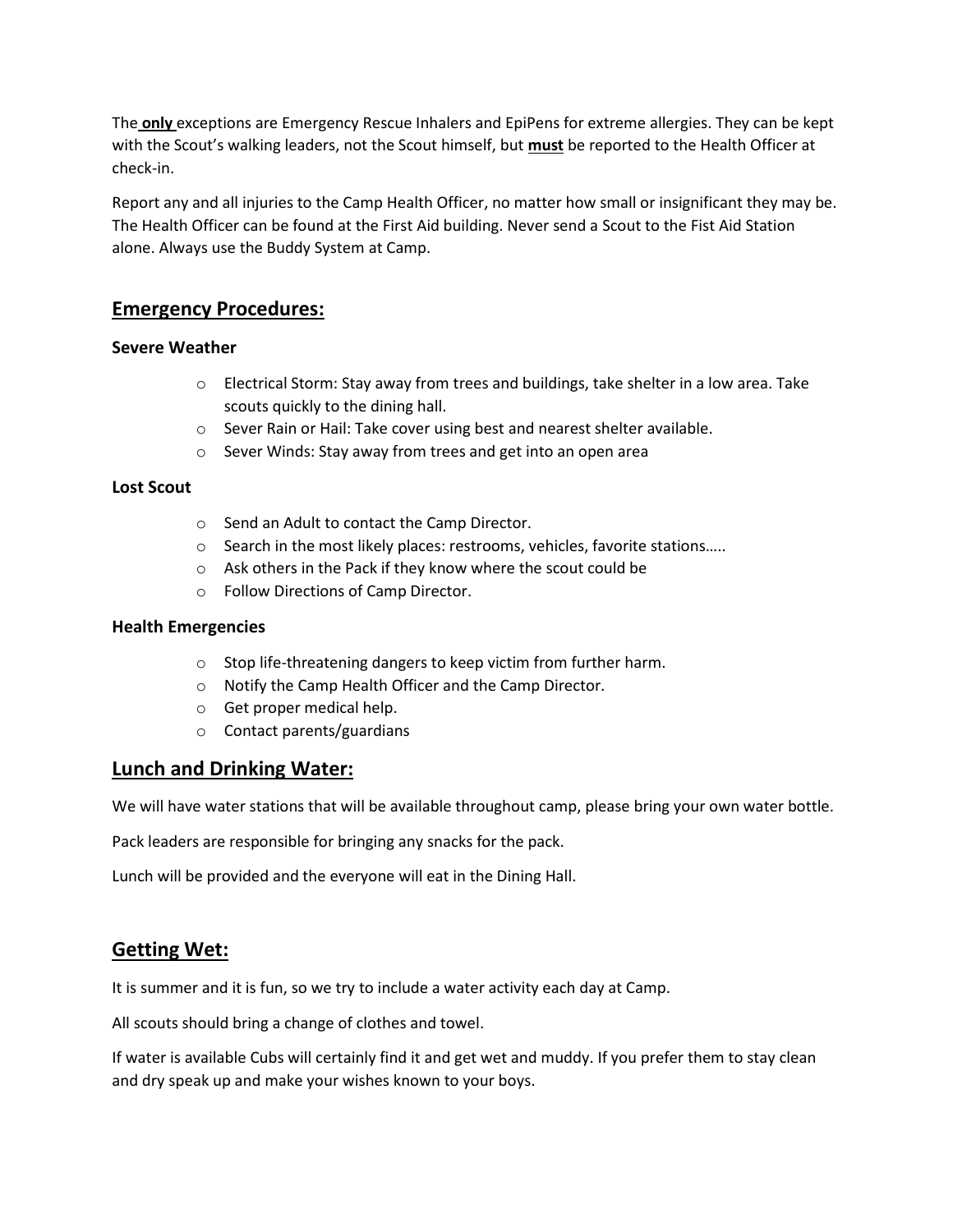The **only** exceptions are Emergency Rescue Inhalers and EpiPens for extreme allergies. They can be kept with the Scout's walking leaders, not the Scout himself, but **must** be reported to the Health Officer at check-in.

Report any and all injuries to the Camp Health Officer, no matter how small or insignificant they may be. The Health Officer can be found at the First Aid building. Never send a Scout to the Fist Aid Station alone. Always use the Buddy System at Camp.

## Emergency Procedures:

### Severe Weather

- Electrical Storm: Stay away from trees and buildings, take shelter in a low area. Take scouts quickly to the dining hall.
- Sever Rain or Hail: Take cover using best and nearest shelter available.
- Sever Winds: Stay away from trees and get into an open area

### Lost Scout

- Send an Adult to contact the Camp Director.
- Search in the most likely places: restrooms, vehicles, favorite stations…..
- Ask others in the Pack if they know where the scout could be
- Follow Directions of Camp Director.

### Health Emergencies

- Stop life-threatening dangers to keep victim from further harm.
- Notify the Camp Health Officer and the Camp Director.
- Get proper medical help.
- Contact parents/guardians

## Lunch and Drinking Water:

We will have water stations that will be available throughout camp, please bring your own water bottle.

Pack leaders are responsible for bringing any snacks for the pack.

Lunch will be provided and the everyone will eat in the Dining Hall.

## Getting Wet:

It is summer and it is fun, so we try to include a water activity each day at Camp.

All scouts should bring a change of clothes and towel.

If water is available Cubs will certainly find it and get wet and muddy. If you prefer them to stay clean and dry speak up and make your wishes known to your boys.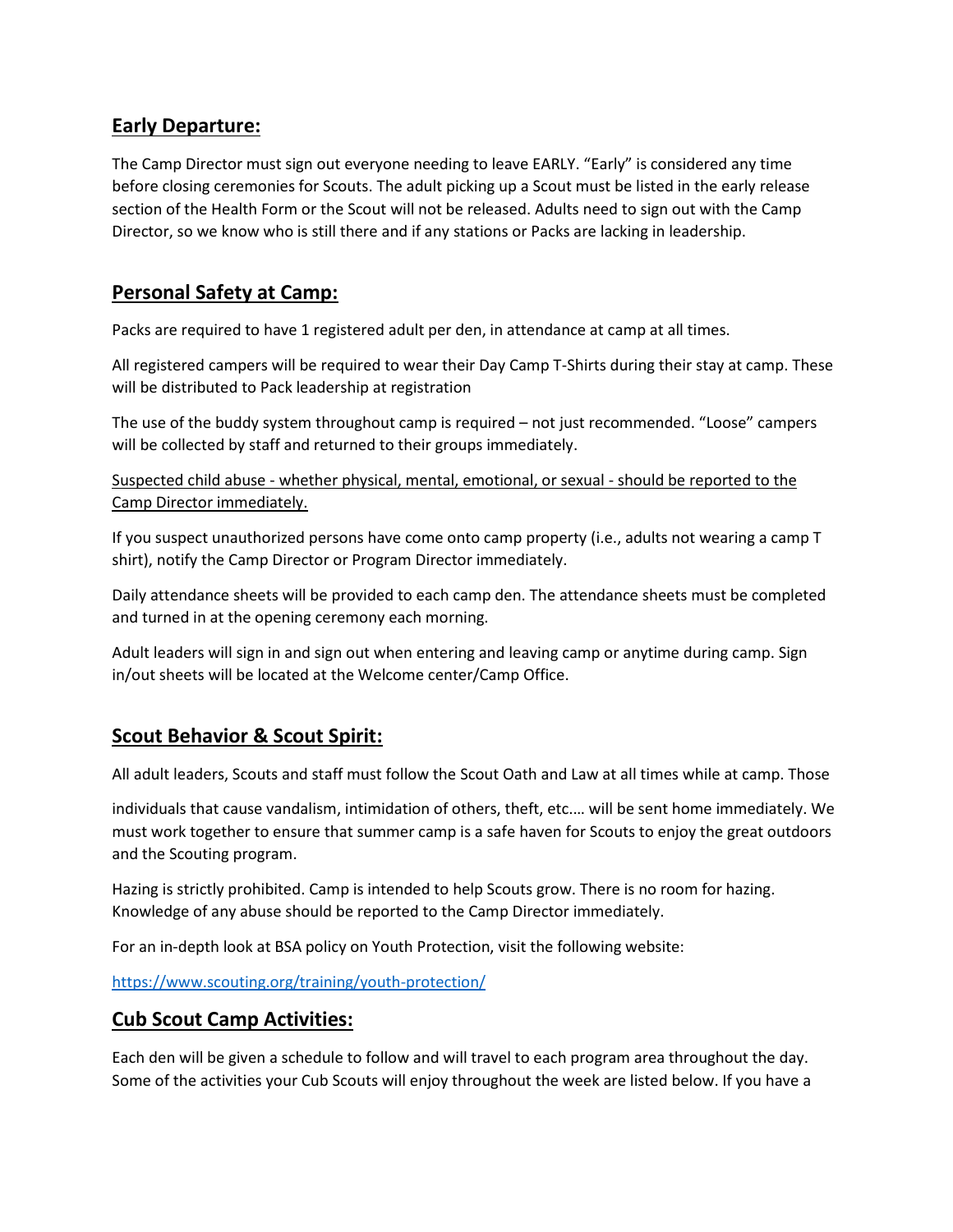## Early Departure:

The Camp Director must sign out everyone needing to leave EARLY. "Early" is considered any time before closing ceremonies for Scouts. The adult picking up a Scout must be listed in the early release section of the Health Form or the Scout will not be released. Adults need to sign out with the Camp Director, so we know who is still there and if any stations or Packs are lacking in leadership.

## Personal Safety at Camp:

Packs are required to have 1 registered adult per den, in attendance at camp at all times.

All registered campers will be required to wear their Day Camp T-Shirts during their stay at camp. These will be distributed to Pack leadership at registration

The use of the buddy system throughout camp is required – not just recommended. "Loose" campers will be collected by staff and returned to their groups immediately.

<u>Suspected child abuse - whether physical, mental, emotional, or sexual - should be reported to the Camp Director immediately.</u>

If you suspect unauthorized persons have come onto camp property (i.e., adults not wearing a camp T shirt), notify the Camp Director or Program Director immediately.

Daily attendance sheets will be provided to each camp den. The attendance sheets must be completed and turned in at the opening ceremony each morning.

Adult leaders will sign in and sign out when entering and leaving camp or anytime during camp. Sign in/out sheets will be located at the Welcome center/Camp Office.

## Scout Behavior & Scout Spirit:

All adult leaders, Scouts and staff must follow the Scout Oath and Law at all times while at camp. Those individuals that cause vandalism, intimidation of others, theft, etc.… will be sent home immediately. We must work together to ensure that summer camp is a safe haven for Scouts to enjoy the great outdoors and the Scouting program.

Hazing is strictly prohibited. Camp is intended to help Scouts grow. There is no room for hazing. Knowledge of any abuse should be reported to the Camp Director immediately.

For an in-depth look at BSA policy on Youth Protection, visit the following website:

https://www.scouting.org/training/youth-protection/

## Cub Scout Camp Activities:

Each den will be given a schedule to follow and will travel to each program area throughout the day. Some of the activities your Cub Scouts will enjoy throughout the week are listed below. If you have a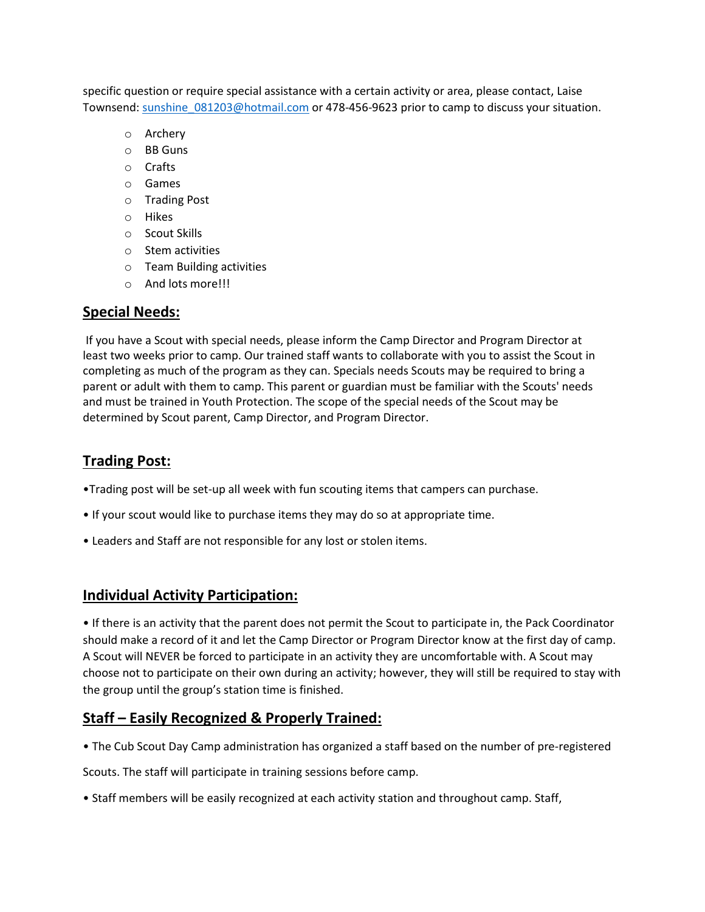specific question or require special assistance with a certain activity or area, please contact, Laise Townsend: [sunshine_081203@hotmail.com](mailto:sunshine_081203@hotmail.com) or 478-456-9623 prior to camp to discuss your situation.

- Archery
- BB Guns
- Crafts
- Games
- Trading Post
- Hikes
- Scout Skills
- Stem activities
- Team Building activities
- And lots more!!!

## Special Needs:

If you have a Scout with special needs, please inform the Camp Director and Program Director at least two weeks prior to camp. Our trained staff wants to collaborate with you to assist the Scout in completing as much of the program as they can. Specials needs Scouts may be required to bring a parent or adult with them to camp. This parent or guardian must be familiar with the Scouts' needs and must be trained in Youth Protection. The scope of the special needs of the Scout may be determined by Scout parent, Camp Director, and Program Director.

## Trading Post:

- Trading post will be set-up all week with fun scouting items that campers can purchase.
- If your scout would like to purchase items they may do so at appropriate time.
- Leaders and Staff are not responsible for any lost or stolen items.

## Individual Activity Participation:

- If there is an activity that the parent does not permit the Scout to participate in, the Pack Coordinator should make a record of it and let the Camp Director or Program Director know at the first day of camp. A Scout will NEVER be forced to participate in an activity they are uncomfortable with. A Scout may choose not to participate on their own during an activity; however, they will still be required to stay with the group until the group's station time is finished.

## Staff – Easily Recognized & Properly Trained:

- The Cub Scout Day Camp administration has organized a staff based on the number of pre-registered Scouts. The staff will participate in training sessions before camp.
- Staff members will be easily recognized at each activity station and throughout camp. Staff,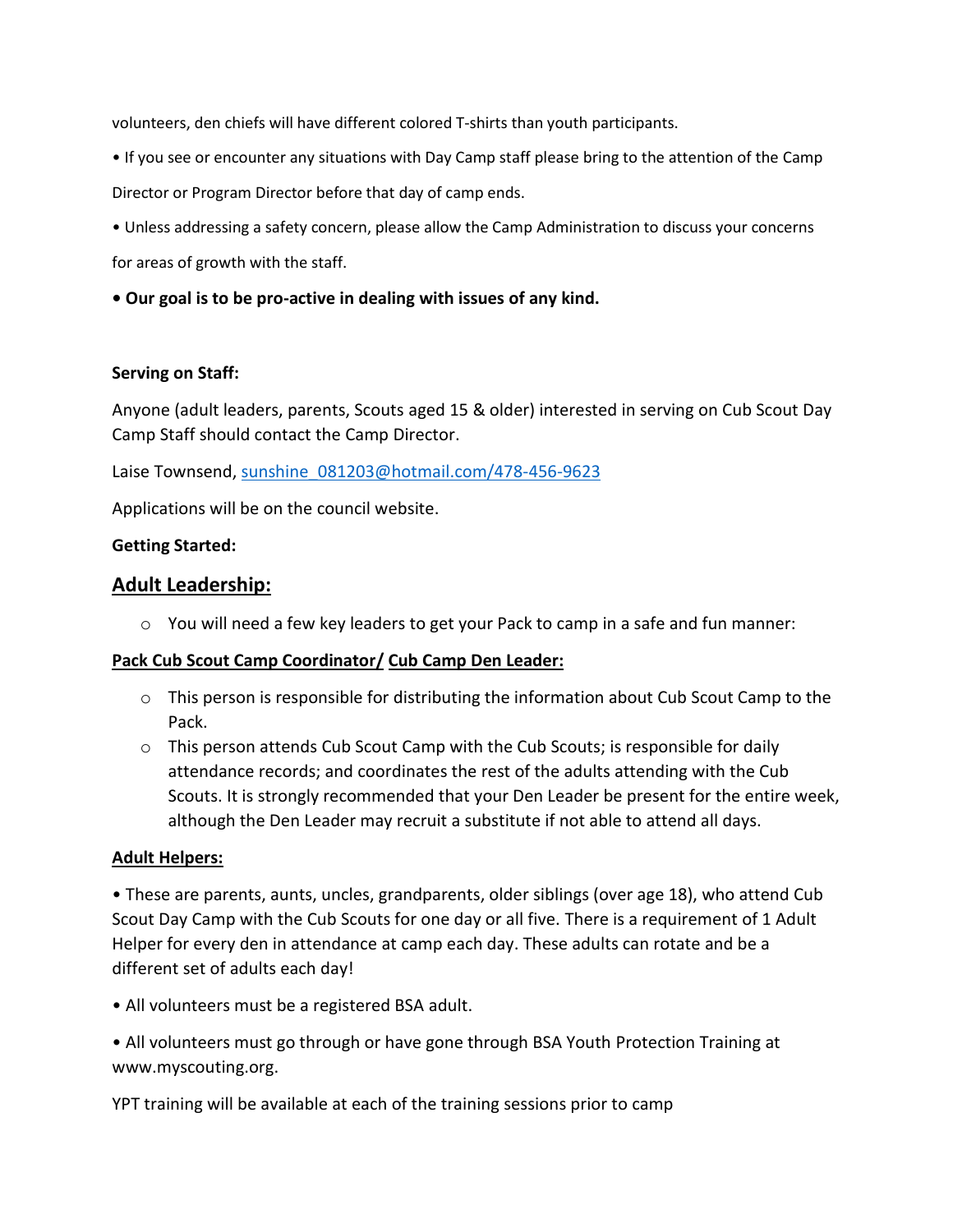volunteers, den chiefs will have different colored T-shirts than youth participants.

- If you see or encounter any situations with Day Camp staff please bring to the attention of the Camp Director or Program Director before that day of camp ends.
- Unless addressing a safety concern, please allow the Camp Administration to discuss your concerns for areas of growth with the staff.
- **Our goal is to be pro-active in dealing with issues of any kind.**

**Serving on Staff:**

Anyone (adult leaders, parents, Scouts aged 15 & older) interested in serving on Cub Scout Day Camp Staff should contact the Camp Director.

Laise Townsend, sunshine_081203@hotmail.com/478-456-9623

Applications will be on the council website.

**Getting Started:**

## Adult Leadership:

- You will need a few key leaders to get your Pack to camp in a safe and fun manner:

**Pack Cub Scout Camp Coordinator/ Cub Camp Den Leader:**

- This person is responsible for distributing the information about Cub Scout Camp to the Pack.
- This person attends Cub Scout Camp with the Cub Scouts; is responsible for daily attendance records; and coordinates the rest of the adults attending with the Cub Scouts. It is strongly recommended that your Den Leader be present for the entire week, although the Den Leader may recruit a substitute if not able to attend all days.

**Adult Helpers:**

- These are parents, aunts, uncles, grandparents, older siblings (over age 18), who attend Cub Scout Day Camp with the Cub Scouts for one day or all five. There is a requirement of 1 Adult Helper for every den in attendance at camp each day. These adults can rotate and be a different set of adults each day!
- All volunteers must be a registered BSA adult.
- All volunteers must go through or have gone through BSA Youth Protection Training at www.myscouting.org.

YPT training will be available at each of the training sessions prior to camp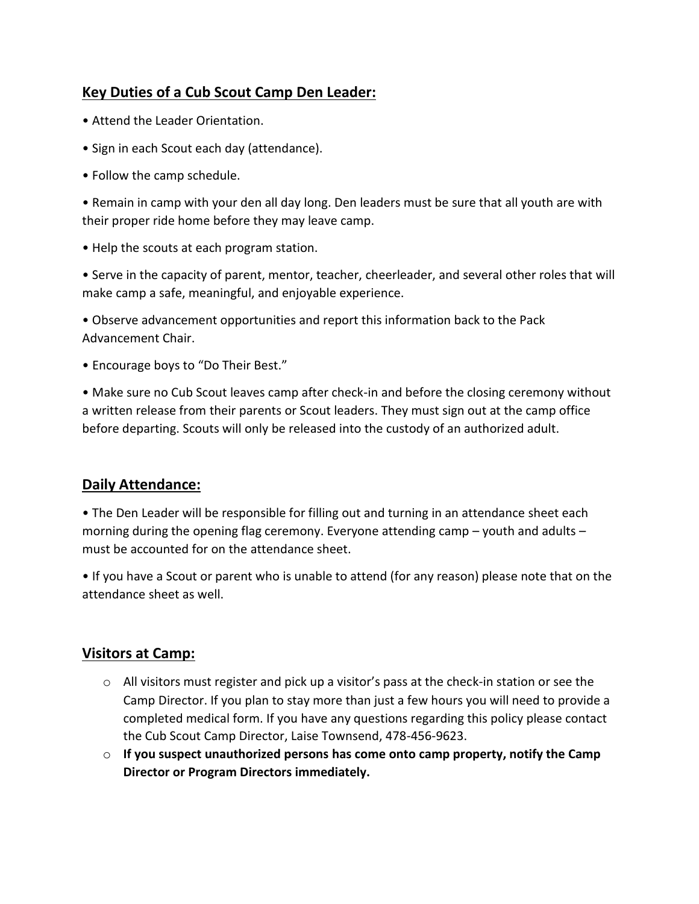## Key Duties of a Cub Scout Camp Den Leader:

- Attend the Leader Orientation.
- Sign in each Scout each day (attendance).
- Follow the camp schedule.
- Remain in camp with your den all day long. Den leaders must be sure that all youth are with their proper ride home before they may leave camp.
- Help the scouts at each program station.
- Serve in the capacity of parent, mentor, teacher, cheerleader, and several other roles that will make camp a safe, meaningful, and enjoyable experience.
- Observe advancement opportunities and report this information back to the Pack Advancement Chair.
- Encourage boys to "Do Their Best."
- Make sure no Cub Scout leaves camp after check-in and before the closing ceremony without a written release from their parents or Scout leaders. They must sign out at the camp office before departing. Scouts will only be released into the custody of an authorized adult.

## Daily Attendance:

- The Den Leader will be responsible for filling out and turning in an attendance sheet each morning during the opening flag ceremony. Everyone attending camp – youth and adults – must be accounted for on the attendance sheet.
- If you have a Scout or parent who is unable to attend (for any reason) please note that on the attendance sheet as well.

## Visitors at Camp:

- All visitors must register and pick up a visitor's pass at the check-in station or see the Camp Director. If you plan to stay more than just a few hours you will need to provide a completed medical form. If you have any questions regarding this policy please contact the Cub Scout Camp Director, Laise Townsend, 478-456-9623.
- **If you suspect unauthorized persons has come onto camp property, notify the Camp Director or Program Directors immediately.**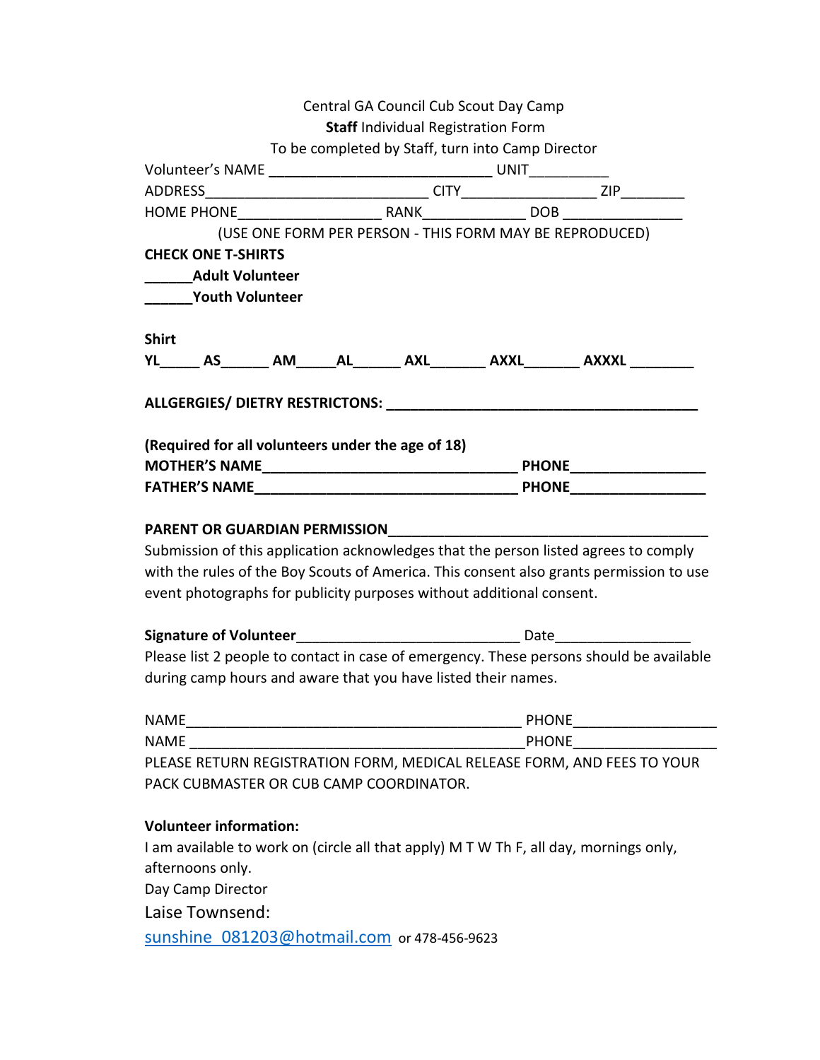Central GA Council Cub Scout Day Camp

**Staff** Individual Registration Form

To be completed by Staff, turn into Camp Director

Volunteer's NAME ____________________________ UNIT__________

ADDRESS____________________________ CITY_________________ ZIP________

HOME PHONE__________________ RANK____________ DOB _______________

(USE ONE FORM PER PERSON - THIS FORM MAY BE REPRODUCED)

**CHECK ONE T-SHIRTS**

**______Adult Volunteer**

**______Youth Volunteer**

**Shirt**

**YL_____ AS______ AM_____AL______ AXL_______ AXXL_______ AXXXL ________**

**ALLGERGIES/ DIETRY RESTRICTONS: ________________________________________**

**(Required for all volunteers under the age of 18)**

**MOTHER'S NAME_________________________________ PHONE_________________**

**FATHER'S NAME_________________________________ PHONE_________________**

**PARENT OR GUARDIAN PERMISSION_________________________________________**

Submission of this application acknowledges that the person listed agrees to comply with the rules of the Boy Scouts of America. This consent also grants permission to use event photographs for publicity purposes without additional consent.

**Signature of Volunteer**____________________________ Date_________________

Please list 2 people to contact in case of emergency. These persons should be available during camp hours and aware that you have listed their names.

NAME___________________________________________ PHONE__________________

NAME ___________________________________________PHONE__________________

PLEASE RETURN REGISTRATION FORM, MEDICAL RELEASE FORM, AND FEES TO YOUR PACK CUBMASTER OR CUB CAMP COORDINATOR.

**Volunteer information:**

I am available to work on (circle all that apply) M T W Th F, all day, mornings only, afternoons only.

Day Camp Director

Laise Townsend:

sunshine_081203@hotmail.com or 478-456-9623